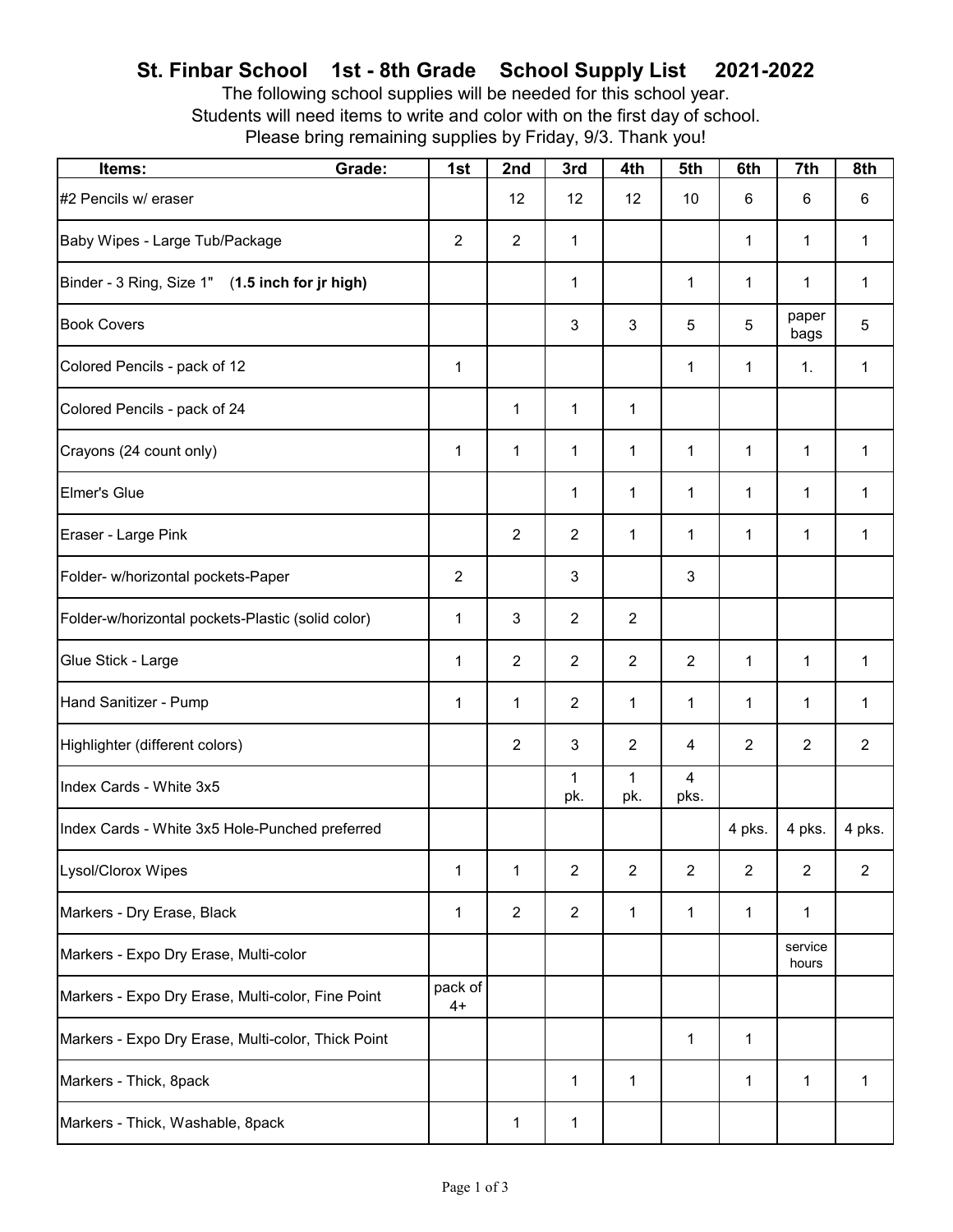# St. Finbar School 1st - 8th Grade School Supply List 2021-2022

The following school supplies will be needed for this school year.
Students will need items to write and color with on the first day of school.
Please bring remaining supplies by Friday, 9/3. Thank you!

| Items: Grade: | 1st | 2nd | 3rd | 4th | 5th | 6th | 7th | 8th |
|---|---|---|---|---|---|---|---|---|
| #2 Pencils w/ eraser | | 12 | 12 | 12 | 10 | 6 | 6 | 6 |
| Baby Wipes - Large Tub/Package | 2 | 2 | 1 | | | 1 | 1 | 1 |
| Binder - 3 Ring, Size 1" (**1.5 inch for jr high**) | | | 1 | | 1 | 1 | 1 | 1 |
| Book Covers | | | 3 | 3 | 5 | 5 | paper bags | 5 |
| Colored Pencils - pack of 12 | 1 | | | | 1 | 1 | 1. | 1 |
| Colored Pencils - pack of 24 | | 1 | 1 | 1 | | | | |
| Crayons (24 count only) | 1 | 1 | 1 | 1 | 1 | 1 | 1 | 1 |
| Elmer's Glue | | | 1 | 1 | 1 | 1 | 1 | 1 |
| Eraser - Large Pink | | 2 | 2 | 1 | 1 | 1 | 1 | 1 |
| Folder- w/horizontal pockets-Paper | 2 | | 3 | | 3 | | | |
| Folder-w/horizontal pockets-Plastic (solid color) | 1 | 3 | 2 | 2 | | | | |
| Glue Stick - Large | 1 | 2 | 2 | 2 | 2 | 1 | 1 | 1 |
| Hand Sanitizer - Pump | 1 | 1 | 2 | 1 | 1 | 1 | 1 | 1 |
| Highlighter (different colors) | | 2 | 3 | 2 | 4 | 2 | 2 | 2 |
| Index Cards - White 3x5 | | | 1 pk. | 1 pk. | 4 pks. | | | |
| Index Cards - White 3x5 Hole-Punched preferred | | | | | | 4 pks. | 4 pks. | 4 pks. |
| Lysol/Clorox Wipes | 1 | 1 | 2 | 2 | 2 | 2 | 2 | 2 |
| Markers - Dry Erase, Black | 1 | 2 | 2 | 1 | 1 | 1 | 1 | |
| Markers - Expo Dry Erase, Multi-color | | | | | | | service hours | |
| Markers - Expo Dry Erase, Multi-color, Fine Point | pack of 4+ | | | | | | | |
| Markers - Expo Dry Erase, Multi-color, Thick Point | | | | | 1 | 1 | | |
| Markers - Thick, 8pack | | | 1 | 1 | | 1 | 1 | 1 |
| Markers - Thick, Washable, 8pack | | 1 | 1 | | | | | |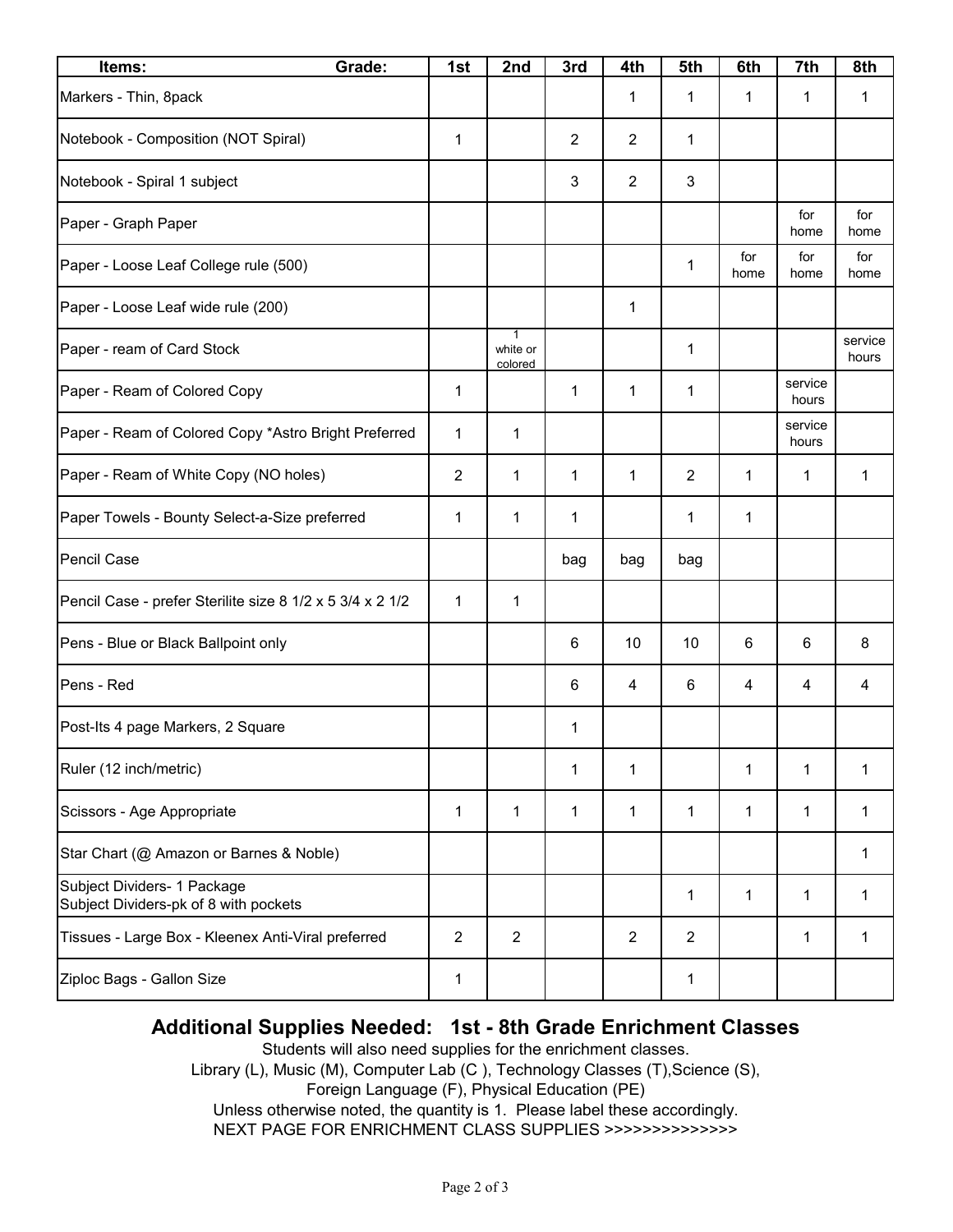| Items: Grade: | 1st | 2nd | 3rd | 4th | 5th | 6th | 7th | 8th |
|---|---|---|---|---|---|---|---|---|
| Markers - Thin, 8pack | | | | 1 | 1 | 1 | 1 | 1 |
| Notebook - Composition (NOT Spiral) | 1 | | 2 | 2 | 1 | | | |
| Notebook - Spiral 1 subject | | | 3 | 2 | 3 | | | |
| Paper - Graph Paper | | | | | | | for home | for home |
| Paper - Loose Leaf College rule (500) | | | | | 1 | for home | for home | for home |
| Paper - Loose Leaf wide rule (200) | | | | 1 | | | | |
| Paper - ream of Card Stock | | 1 white or colored | | | 1 | | | service hours |
| Paper - Ream of Colored Copy | 1 | | 1 | 1 | 1 | | service hours | |
| Paper - Ream of Colored Copy *Astro Bright Preferred | 1 | 1 | | | | | service hours | |
| Paper - Ream of White Copy (NO holes) | 2 | 1 | 1 | 1 | 2 | 1 | 1 | 1 |
| Paper Towels - Bounty Select-a-Size preferred | 1 | 1 | 1 | | 1 | 1 | | |
| Pencil Case | | | bag | bag | bag | | | |
| Pencil Case - prefer Sterilite size 8 1/2 x 5 3/4 x 2 1/2 | 1 | 1 | | | | | | |
| Pens - Blue or Black Ballpoint only | | | 6 | 10 | 10 | 6 | 6 | 8 |
| Pens - Red | | | 6 | 4 | 6 | 4 | 4 | 4 |
| Post-Its 4 page Markers, 2 Square | | | 1 | | | | | |
| Ruler (12 inch/metric) | | | 1 | 1 | | 1 | 1 | 1 |
| Scissors - Age Appropriate | 1 | 1 | 1 | 1 | 1 | 1 | 1 | 1 |
| Star Chart (@ Amazon or Barnes & Noble) | | | | | | | | 1 |
| Subject Dividers- 1 Package<br>Subject Dividers-pk of 8 with pockets | | | | | 1 | 1 | 1 | 1 |
| Tissues - Large Box - Kleenex Anti-Viral preferred | 2 | 2 | | 2 | 2 | | 1 | 1 |
| Ziploc Bags - Gallon Size | 1 | | | | 1 | | | |

## Additional Supplies Needed: 1st - 8th Grade Enrichment Classes

Students will also need supplies for the enrichment classes.
Library (L), Music (M), Computer Lab (C ), Technology Classes (T),Science (S),
Foreign Language (F), Physical Education (PE)
Unless otherwise noted, the quantity is 1. Please label these accordingly.
NEXT PAGE FOR ENRICHMENT CLASS SUPPLIES >>>>>>>>>>>>>>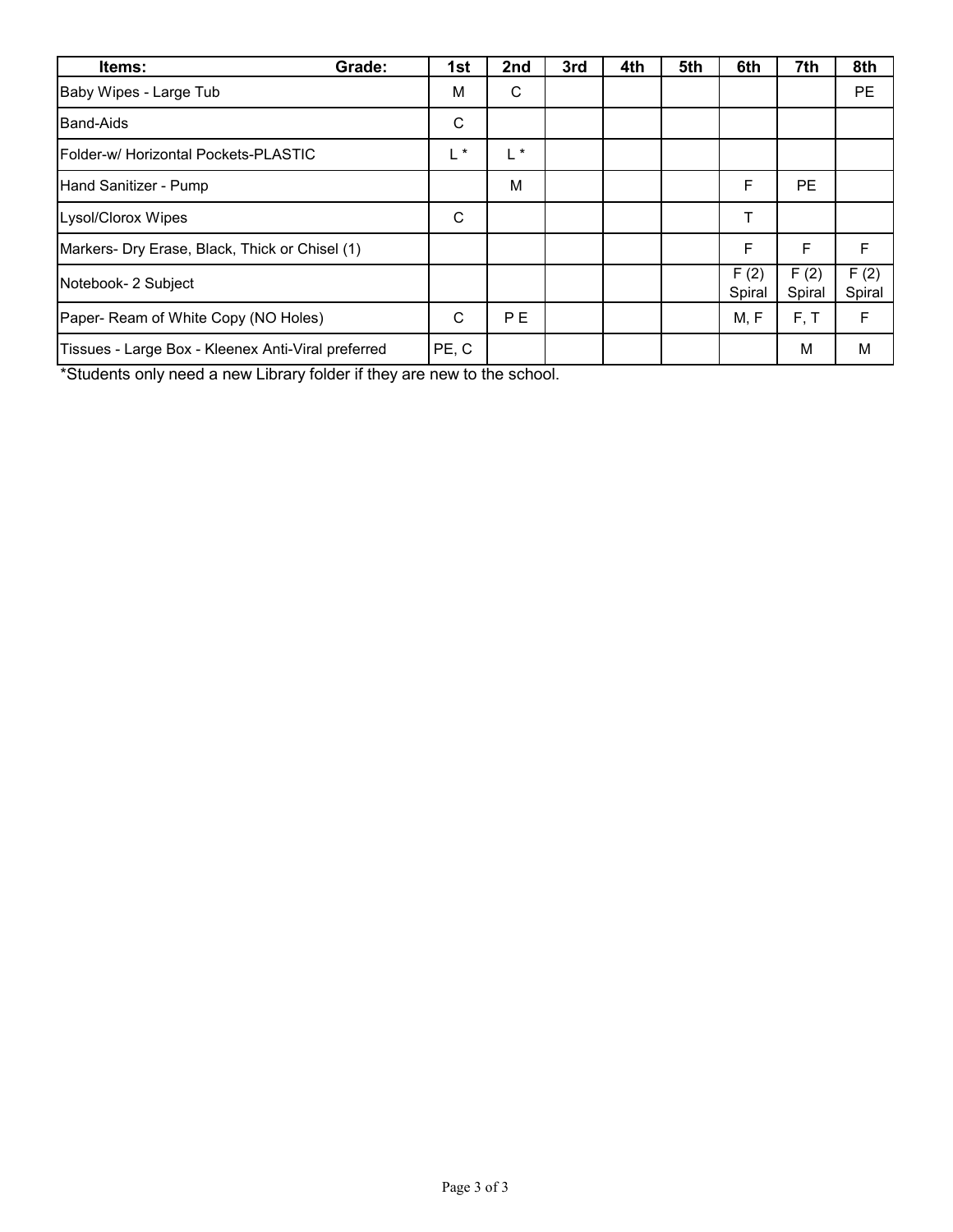| Items: Grade: | 1st | 2nd | 3rd | 4th | 5th | 6th | 7th | 8th |
|---|---|---|---|---|---|---|---|---|
| Baby Wipes - Large Tub | M | C | | | | | | PE |
| Band-Aids | C | | | | | | | |
| Folder-w/ Horizontal Pockets-PLASTIC | L * | L * | | | | | | |
| Hand Sanitizer - Pump | | M | | | | F | PE | |
| Lysol/Clorox Wipes | C | | | | | T | | |
| Markers- Dry Erase, Black, Thick or Chisel (1) | | | | | | F | F | F |
| Notebook- 2 Subject | | | | | | F (2) Spiral | F (2) Spiral | F (2) Spiral |
| Paper- Ream of White Copy (NO Holes) | C | P E | | | | M, F | F, T | F |
| Tissues - Large Box - Kleenex Anti-Viral preferred | PE, C | | | | | | M | M |

*Students only need a new Library folder if they are new to the school.